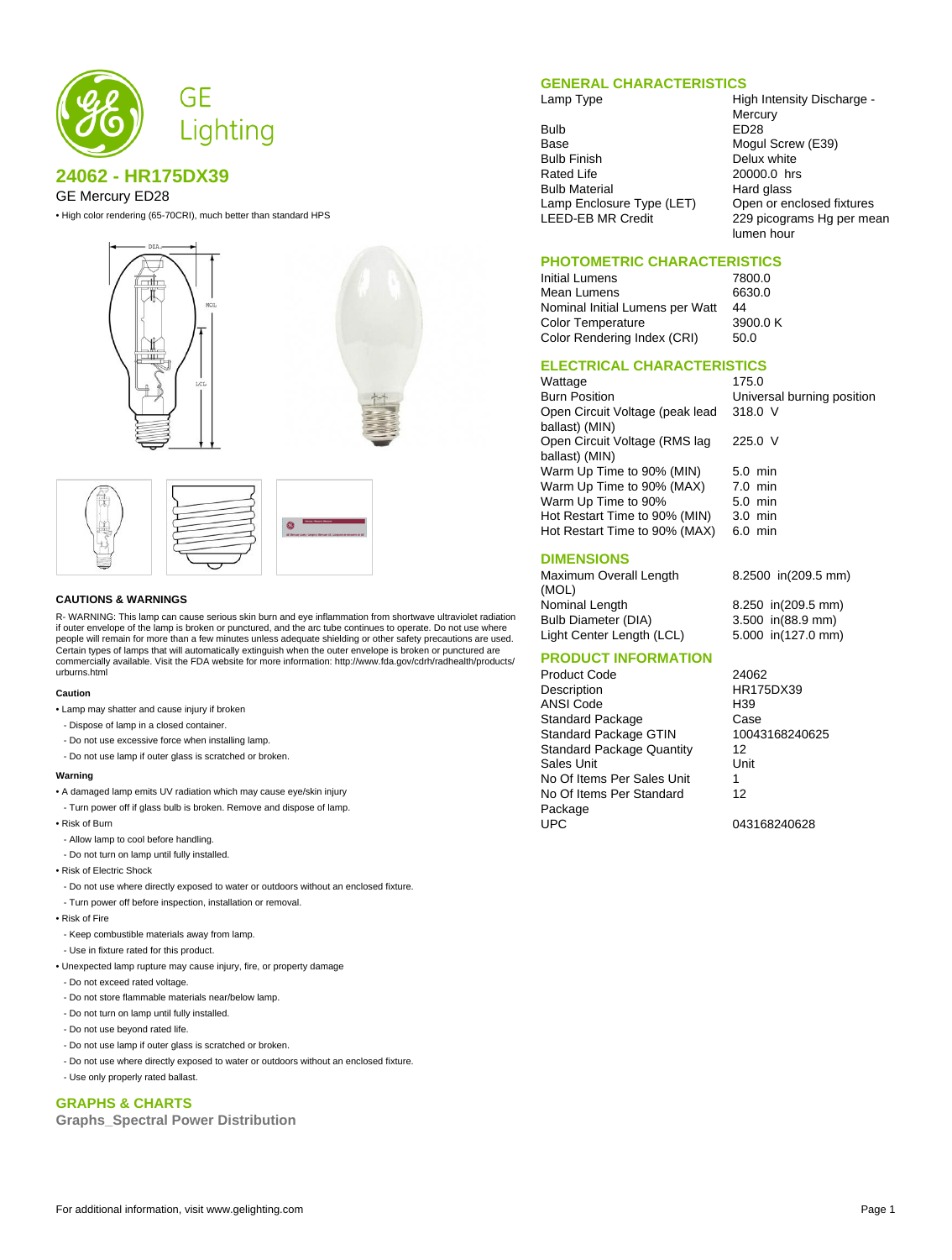# GE Lighting

## 24062 - HR175DX39

GE Mercury ED28

- High color rendering (65-70CRI), much better than standard HPS

## GENERAL CHARACTERISTICS

| | |
|---|---|
| Lamp Type | High Intensity Discharge - Mercury |
| Bulb | ED28 |
| Base | Mogul Screw (E39) |
| Bulb Finish | Delux white |
| Rated Life | 20000.0 hrs |
| Bulb Material | Hard glass |
| Lamp Enclosure Type (LET) | Open or enclosed fixtures |
| LEED-EB MR Credit | 229 picograms Hg per mean lumen hour |

## PHOTOMETRIC CHARACTERISTICS

| | |
|---|---|
| Initial Lumens | 7800.0 |
| Mean Lumens | 6630.0 |
| Nominal Initial Lumens per Watt | 44 |
| Color Temperature | 3900.0 K |
| Color Rendering Index (CRI) | 50.0 |

## ELECTRICAL CHARACTERISTICS

| | |
|---|---|
| Wattage | 175.0 |
| Burn Position | Universal burning position |
| Open Circuit Voltage (peak lead ballast) (MIN) | 318.0 V |
| Open Circuit Voltage (RMS lag ballast) (MIN) | 225.0 V |
| Warm Up Time to 90% (MIN) | 5.0 min |
| Warm Up Time to 90% (MAX) | 7.0 min |
| Warm Up Time to 90% | 5.0 min |
| Hot Restart Time to 90% (MIN) | 3.0 min |
| Hot Restart Time to 90% (MAX) | 6.0 min |

## DIMENSIONS

| | |
|---|---|
| Maximum Overall Length (MOL) | 8.2500 in(209.5 mm) |
| Nominal Length | 8.250 in(209.5 mm) |
| Bulb Diameter (DIA) | 3.500 in(88.9 mm) |
| Light Center Length (LCL) | 5.000 in(127.0 mm) |

## PRODUCT INFORMATION

| | |
|---|---|
| Product Code | 24062 |
| Description | HR175DX39 |
| ANSI Code | H39 |
| Standard Package | Case |
| Standard Package GTIN | 10043168240625 |
| Standard Package Quantity | 12 |
| Sales Unit | Unit |
| No Of Items Per Sales Unit | 1 |
| No Of Items Per Standard Package | 12 |
| UPC | 043168240628 |

## CAUTIONS & WARNINGS

R- WARNING: This lamp can cause serious skin burn and eye inflammation from shortwave ultraviolet radiation if outer envelope of the lamp is broken or punctured, and the arc tube continues to operate. Do not use where people will remain for more than a few minutes unless adequate shielding or other safety precautions are used. Certain types of lamps that will automatically extinguish when the outer envelope is broken or punctured are commercially available. Visit the FDA website for more information: http://www.fda.gov/cdrh/radhealth/products/urburns.html

**Caution**

- Lamp may shatter and cause injury if broken
  - Dispose of lamp in a closed container.
  - Do not use excessive force when installing lamp.
  - Do not use lamp if outer glass is scratched or broken.

**Warning**

- A damaged lamp emits UV radiation which may cause eye/skin injury
  - Turn power off if glass bulb is broken. Remove and dispose of lamp.
- Risk of Burn
  - Allow lamp to cool before handling.
  - Do not turn on lamp until fully installed.
- Risk of Electric Shock
  - Do not use where directly exposed to water or outdoors without an enclosed fixture.
  - Turn power off before inspection, installation or removal.
- Risk of Fire
  - Keep combustible materials away from lamp.
  - Use in fixture rated for this product.
- Unexpected lamp rupture may cause injury, fire, or property damage
  - Do not exceed rated voltage.
  - Do not store flammable materials near/below lamp.
  - Do not turn on lamp until fully installed.
  - Do not use beyond rated life.
  - Do not use lamp if outer glass is scratched or broken.
  - Do not use where directly exposed to water or outdoors without an enclosed fixture.
  - Use only properly rated ballast.

## GRAPHS & CHARTS

### Graphs_Spectral Power Distribution

For additional information, visit www.gelighting.com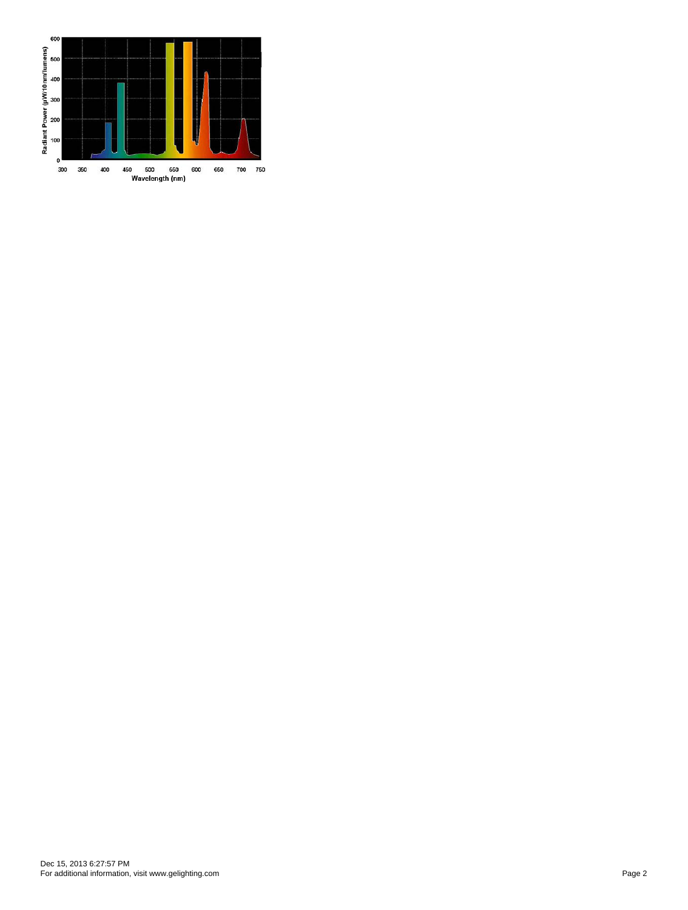Radiant Power (μW/10nm/lumens)

600
500
400
300
200
100
0

300 350 400 450 500 550 600 650 700 750

Wavelength (nm)

Dec 15, 2013 6:27:57 PM
For additional information, visit www.gelighting.com